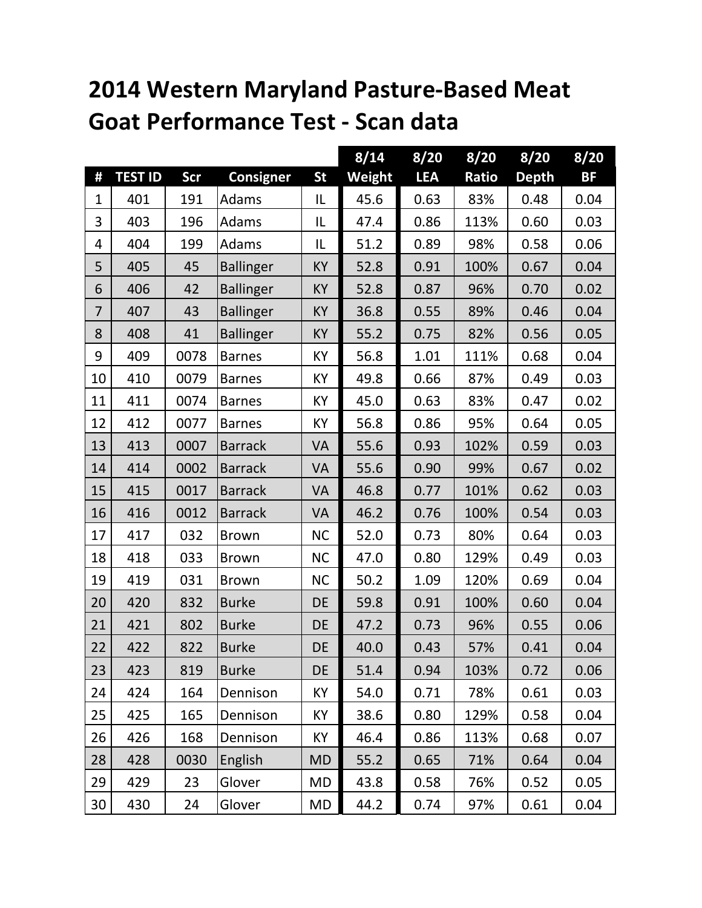# 2014 Western Maryland Pasture-Based Meat Goat Performance Test - Scan data

| | | | | | 8/14 | 8/20 | 8/20 | 8/20 | 8/20 |
|---|---|---|---|---|---|---|---|---|---|
| # | TEST ID | Scr | Consigner | St | Weight | LEA | Ratio | Depth | BF |
| 1 | 401 | 191 | Adams | IL | 45.6 | 0.63 | 83% | 0.48 | 0.04 |
| 3 | 403 | 196 | Adams | IL | 47.4 | 0.86 | 113% | 0.60 | 0.03 |
| 4 | 404 | 199 | Adams | IL | 51.2 | 0.89 | 98% | 0.58 | 0.06 |
| 5 | 405 | 45 | Ballinger | KY | 52.8 | 0.91 | 100% | 0.67 | 0.04 |
| 6 | 406 | 42 | Ballinger | KY | 52.8 | 0.87 | 96% | 0.70 | 0.02 |
| 7 | 407 | 43 | Ballinger | KY | 36.8 | 0.55 | 89% | 0.46 | 0.04 |
| 8 | 408 | 41 | Ballinger | KY | 55.2 | 0.75 | 82% | 0.56 | 0.05 |
| 9 | 409 | 0078 | Barnes | KY | 56.8 | 1.01 | 111% | 0.68 | 0.04 |
| 10 | 410 | 0079 | Barnes | KY | 49.8 | 0.66 | 87% | 0.49 | 0.03 |
| 11 | 411 | 0074 | Barnes | KY | 45.0 | 0.63 | 83% | 0.47 | 0.02 |
| 12 | 412 | 0077 | Barnes | KY | 56.8 | 0.86 | 95% | 0.64 | 0.05 |
| 13 | 413 | 0007 | Barrack | VA | 55.6 | 0.93 | 102% | 0.59 | 0.03 |
| 14 | 414 | 0002 | Barrack | VA | 55.6 | 0.90 | 99% | 0.67 | 0.02 |
| 15 | 415 | 0017 | Barrack | VA | 46.8 | 0.77 | 101% | 0.62 | 0.03 |
| 16 | 416 | 0012 | Barrack | VA | 46.2 | 0.76 | 100% | 0.54 | 0.03 |
| 17 | 417 | 032 | Brown | NC | 52.0 | 0.73 | 80% | 0.64 | 0.03 |
| 18 | 418 | 033 | Brown | NC | 47.0 | 0.80 | 129% | 0.49 | 0.03 |
| 19 | 419 | 031 | Brown | NC | 50.2 | 1.09 | 120% | 0.69 | 0.04 |
| 20 | 420 | 832 | Burke | DE | 59.8 | 0.91 | 100% | 0.60 | 0.04 |
| 21 | 421 | 802 | Burke | DE | 47.2 | 0.73 | 96% | 0.55 | 0.06 |
| 22 | 422 | 822 | Burke | DE | 40.0 | 0.43 | 57% | 0.41 | 0.04 |
| 23 | 423 | 819 | Burke | DE | 51.4 | 0.94 | 103% | 0.72 | 0.06 |
| 24 | 424 | 164 | Dennison | KY | 54.0 | 0.71 | 78% | 0.61 | 0.03 |
| 25 | 425 | 165 | Dennison | KY | 38.6 | 0.80 | 129% | 0.58 | 0.04 |
| 26 | 426 | 168 | Dennison | KY | 46.4 | 0.86 | 113% | 0.68 | 0.07 |
| 28 | 428 | 0030 | English | MD | 55.2 | 0.65 | 71% | 0.64 | 0.04 |
| 29 | 429 | 23 | Glover | MD | 43.8 | 0.58 | 76% | 0.52 | 0.05 |
| 30 | 430 | 24 | Glover | MD | 44.2 | 0.74 | 97% | 0.61 | 0.04 |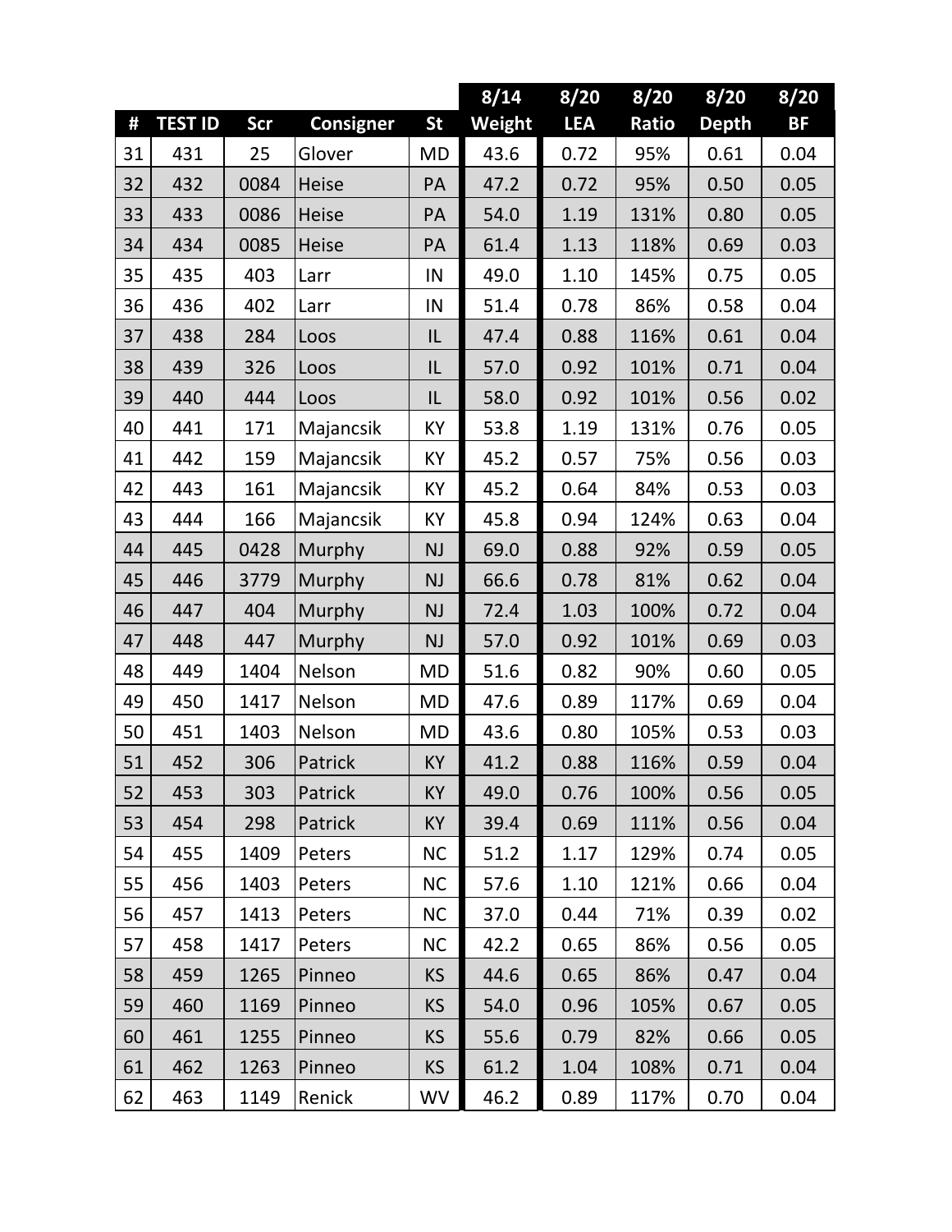| # | TEST ID | Scr | Consigner | St | 8/14 Weight | 8/20 LEA | 8/20 Ratio | 8/20 Depth | 8/20 BF |
|---|---|---|---|---|---|---|---|---|---|
| 31 | 431 | 25 | Glover | MD | 43.6 | 0.72 | 95% | 0.61 | 0.04 |
| 32 | 432 | 0084 | Heise | PA | 47.2 | 0.72 | 95% | 0.50 | 0.05 |
| 33 | 433 | 0086 | Heise | PA | 54.0 | 1.19 | 131% | 0.80 | 0.05 |
| 34 | 434 | 0085 | Heise | PA | 61.4 | 1.13 | 118% | 0.69 | 0.03 |
| 35 | 435 | 403 | Larr | IN | 49.0 | 1.10 | 145% | 0.75 | 0.05 |
| 36 | 436 | 402 | Larr | IN | 51.4 | 0.78 | 86% | 0.58 | 0.04 |
| 37 | 438 | 284 | Loos | IL | 47.4 | 0.88 | 116% | 0.61 | 0.04 |
| 38 | 439 | 326 | Loos | IL | 57.0 | 0.92 | 101% | 0.71 | 0.04 |
| 39 | 440 | 444 | Loos | IL | 58.0 | 0.92 | 101% | 0.56 | 0.02 |
| 40 | 441 | 171 | Majancsik | KY | 53.8 | 1.19 | 131% | 0.76 | 0.05 |
| 41 | 442 | 159 | Majancsik | KY | 45.2 | 0.57 | 75% | 0.56 | 0.03 |
| 42 | 443 | 161 | Majancsik | KY | 45.2 | 0.64 | 84% | 0.53 | 0.03 |
| 43 | 444 | 166 | Majancsik | KY | 45.8 | 0.94 | 124% | 0.63 | 0.04 |
| 44 | 445 | 0428 | Murphy | NJ | 69.0 | 0.88 | 92% | 0.59 | 0.05 |
| 45 | 446 | 3779 | Murphy | NJ | 66.6 | 0.78 | 81% | 0.62 | 0.04 |
| 46 | 447 | 404 | Murphy | NJ | 72.4 | 1.03 | 100% | 0.72 | 0.04 |
| 47 | 448 | 447 | Murphy | NJ | 57.0 | 0.92 | 101% | 0.69 | 0.03 |
| 48 | 449 | 1404 | Nelson | MD | 51.6 | 0.82 | 90% | 0.60 | 0.05 |
| 49 | 450 | 1417 | Nelson | MD | 47.6 | 0.89 | 117% | 0.69 | 0.04 |
| 50 | 451 | 1403 | Nelson | MD | 43.6 | 0.80 | 105% | 0.53 | 0.03 |
| 51 | 452 | 306 | Patrick | KY | 41.2 | 0.88 | 116% | 0.59 | 0.04 |
| 52 | 453 | 303 | Patrick | KY | 49.0 | 0.76 | 100% | 0.56 | 0.05 |
| 53 | 454 | 298 | Patrick | KY | 39.4 | 0.69 | 111% | 0.56 | 0.04 |
| 54 | 455 | 1409 | Peters | NC | 51.2 | 1.17 | 129% | 0.74 | 0.05 |
| 55 | 456 | 1403 | Peters | NC | 57.6 | 1.10 | 121% | 0.66 | 0.04 |
| 56 | 457 | 1413 | Peters | NC | 37.0 | 0.44 | 71% | 0.39 | 0.02 |
| 57 | 458 | 1417 | Peters | NC | 42.2 | 0.65 | 86% | 0.56 | 0.05 |
| 58 | 459 | 1265 | Pinneo | KS | 44.6 | 0.65 | 86% | 0.47 | 0.04 |
| 59 | 460 | 1169 | Pinneo | KS | 54.0 | 0.96 | 105% | 0.67 | 0.05 |
| 60 | 461 | 1255 | Pinneo | KS | 55.6 | 0.79 | 82% | 0.66 | 0.05 |
| 61 | 462 | 1263 | Pinneo | KS | 61.2 | 1.04 | 108% | 0.71 | 0.04 |
| 62 | 463 | 1149 | Renick | WV | 46.2 | 0.89 | 117% | 0.70 | 0.04 |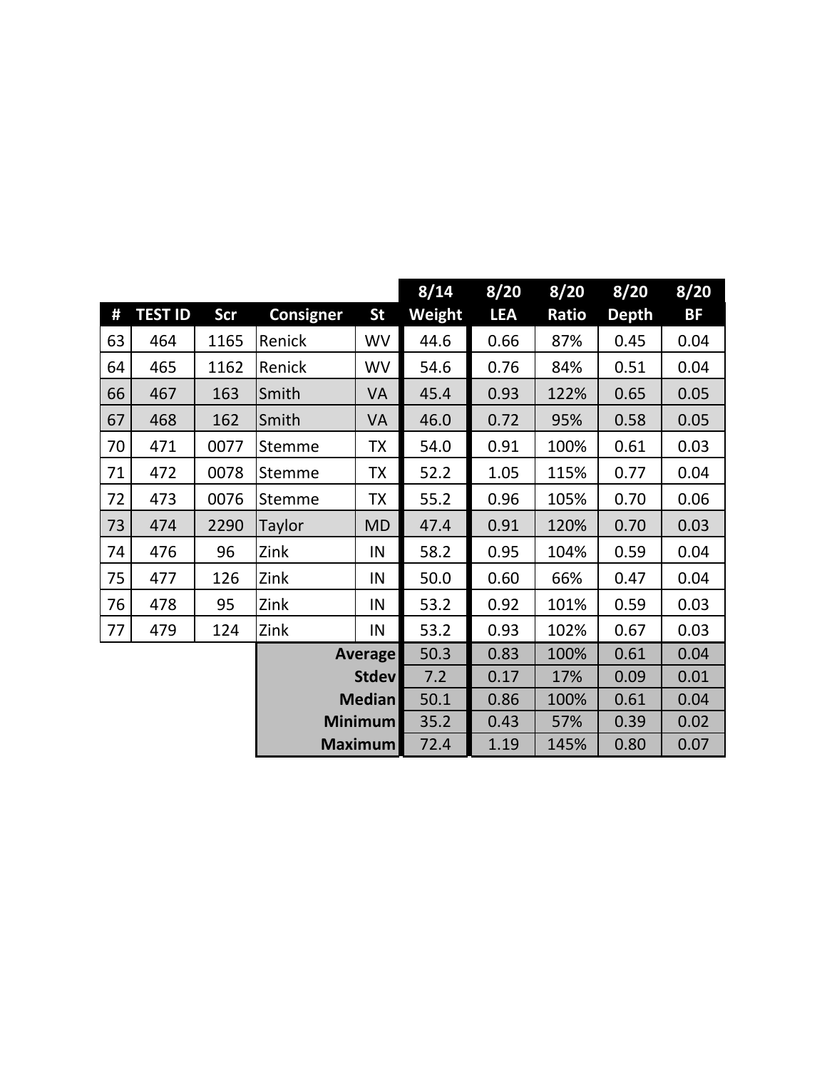| # | TEST ID | Scr | Consigner | St | 8/14 Weight | 8/20 LEA | 8/20 Ratio | 8/20 Depth | 8/20 BF |
|---|---|---|---|---|---|---|---|---|---|
| 63 | 464 | 1165 | Renick | WV | 44.6 | 0.66 | 87% | 0.45 | 0.04 |
| 64 | 465 | 1162 | Renick | WV | 54.6 | 0.76 | 84% | 0.51 | 0.04 |
| 66 | 467 | 163 | Smith | VA | 45.4 | 0.93 | 122% | 0.65 | 0.05 |
| 67 | 468 | 162 | Smith | VA | 46.0 | 0.72 | 95% | 0.58 | 0.05 |
| 70 | 471 | 0077 | Stemme | TX | 54.0 | 0.91 | 100% | 0.61 | 0.03 |
| 71 | 472 | 0078 | Stemme | TX | 52.2 | 1.05 | 115% | 0.77 | 0.04 |
| 72 | 473 | 0076 | Stemme | TX | 55.2 | 0.96 | 105% | 0.70 | 0.06 |
| 73 | 474 | 2290 | Taylor | MD | 47.4 | 0.91 | 120% | 0.70 | 0.03 |
| 74 | 476 | 96 | Zink | IN | 58.2 | 0.95 | 104% | 0.59 | 0.04 |
| 75 | 477 | 126 | Zink | IN | 50.0 | 0.60 | 66% | 0.47 | 0.04 |
| 76 | 478 | 95 | Zink | IN | 53.2 | 0.92 | 101% | 0.59 | 0.03 |
| 77 | 479 | 124 | Zink | IN | 53.2 | 0.93 | 102% | 0.67 | 0.03 |
| | | | | **Average** | 50.3 | 0.83 | 100% | 0.61 | 0.04 |
| | | | | **Stdev** | 7.2 | 0.17 | 17% | 0.09 | 0.01 |
| | | | | **Median** | 50.1 | 0.86 | 100% | 0.61 | 0.04 |
| | | | | **Minimum** | 35.2 | 0.43 | 57% | 0.39 | 0.02 |
| | | | | **Maximum** | 72.4 | 1.19 | 145% | 0.80 | 0.07 |